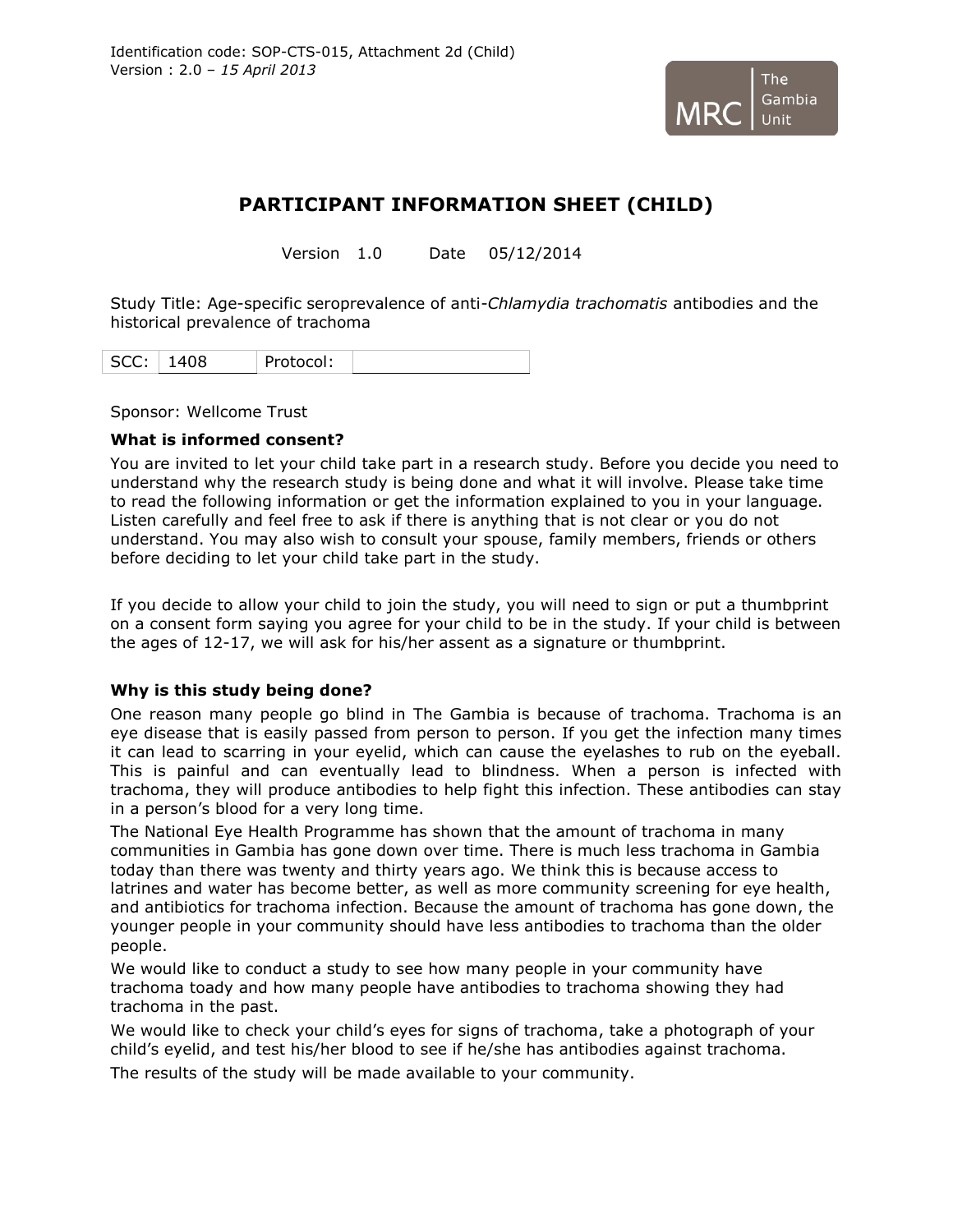Identification code: SOP-CTS-015, Attachment 2d (Child)
Version : 2.0 – *15 April 2013*

MRC | The Gambia Unit

# PARTICIPANT INFORMATION SHEET (CHILD)

Version 1.0 Date 05/12/2014

Study Title: Age-specific seroprevalence of anti-*Chlamydia trachomatis* antibodies and the historical prevalence of trachoma

| SCC: | 1408 | Protocol: | |
|---|---|---|---|

Sponsor: Wellcome Trust

### What is informed consent?

You are invited to let your child take part in a research study. Before you decide you need to understand why the research study is being done and what it will involve. Please take time to read the following information or get the information explained to you in your language. Listen carefully and feel free to ask if there is anything that is not clear or you do not understand. You may also wish to consult your spouse, family members, friends or others before deciding to let your child take part in the study.

If you decide to allow your child to join the study, you will need to sign or put a thumbprint on a consent form saying you agree for your child to be in the study. If your child is between the ages of 12-17, we will ask for his/her assent as a signature or thumbprint.

### Why is this study being done?

One reason many people go blind in The Gambia is because of trachoma. Trachoma is an eye disease that is easily passed from person to person. If you get the infection many times it can lead to scarring in your eyelid, which can cause the eyelashes to rub on the eyeball. This is painful and can eventually lead to blindness. When a person is infected with trachoma, they will produce antibodies to help fight this infection. These antibodies can stay in a person's blood for a very long time.

The National Eye Health Programme has shown that the amount of trachoma in many communities in Gambia has gone down over time. There is much less trachoma in Gambia today than there was twenty and thirty years ago. We think this is because access to latrines and water has become better, as well as more community screening for eye health, and antibiotics for trachoma infection. Because the amount of trachoma has gone down, the younger people in your community should have less antibodies to trachoma than the older people.

We would like to conduct a study to see how many people in your community have trachoma toady and how many people have antibodies to trachoma showing they had trachoma in the past.

We would like to check your child's eyes for signs of trachoma, take a photograph of your child's eyelid, and test his/her blood to see if he/she has antibodies against trachoma.

The results of the study will be made available to your community.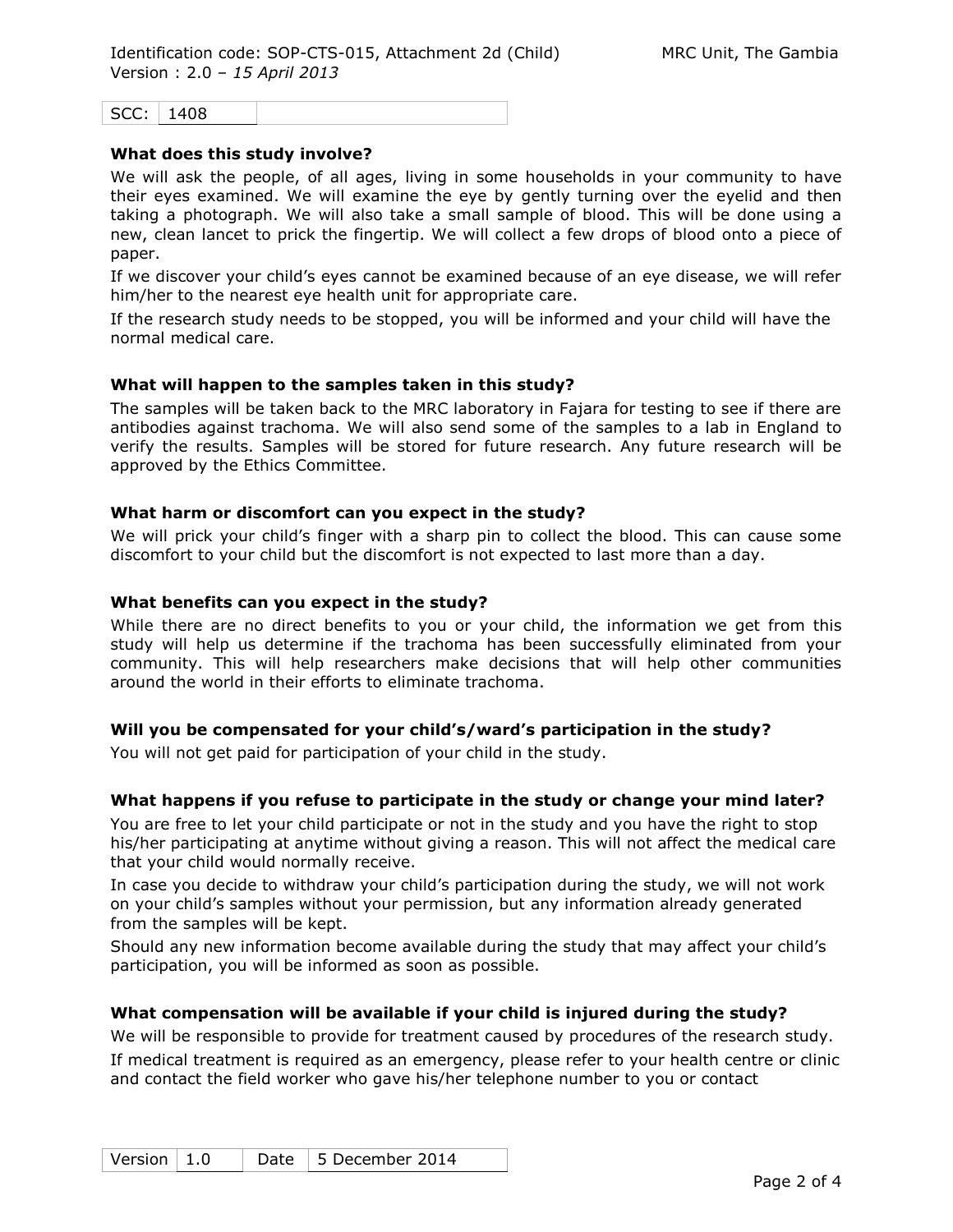| SCC: | 1408 | |
|---|---|---|

### What does this study involve?

We will ask the people, of all ages, living in some households in your community to have their eyes examined. We will examine the eye by gently turning over the eyelid and then taking a photograph. We will also take a small sample of blood. This will be done using a new, clean lancet to prick the fingertip. We will collect a few drops of blood onto a piece of paper.

If we discover your child's eyes cannot be examined because of an eye disease, we will refer him/her to the nearest eye health unit for appropriate care.

If the research study needs to be stopped, you will be informed and your child will have the normal medical care.

### What will happen to the samples taken in this study?

The samples will be taken back to the MRC laboratory in Fajara for testing to see if there are antibodies against trachoma. We will also send some of the samples to a lab in England to verify the results. Samples will be stored for future research. Any future research will be approved by the Ethics Committee.

### What harm or discomfort can you expect in the study?

We will prick your child's finger with a sharp pin to collect the blood. This can cause some discomfort to your child but the discomfort is not expected to last more than a day.

### What benefits can you expect in the study?

While there are no direct benefits to you or your child, the information we get from this study will help us determine if the trachoma has been successfully eliminated from your community. This will help researchers make decisions that will help other communities around the world in their efforts to eliminate trachoma.

### Will you be compensated for your child's/ward's participation in the study?

You will not get paid for participation of your child in the study.

### What happens if you refuse to participate in the study or change your mind later?

You are free to let your child participate or not in the study and you have the right to stop his/her participating at anytime without giving a reason. This will not affect the medical care that your child would normally receive.

In case you decide to withdraw your child's participation during the study, we will not work on your child's samples without your permission, but any information already generated from the samples will be kept.

Should any new information become available during the study that may affect your child's participation, you will be informed as soon as possible.

### What compensation will be available if your child is injured during the study?

We will be responsible to provide for treatment caused by procedures of the research study.

If medical treatment is required as an emergency, please refer to your health centre or clinic and contact the field worker who gave his/her telephone number to you or contact

| Version | 1.0 | Date | 5 December 2014 |
|---|---|---|---|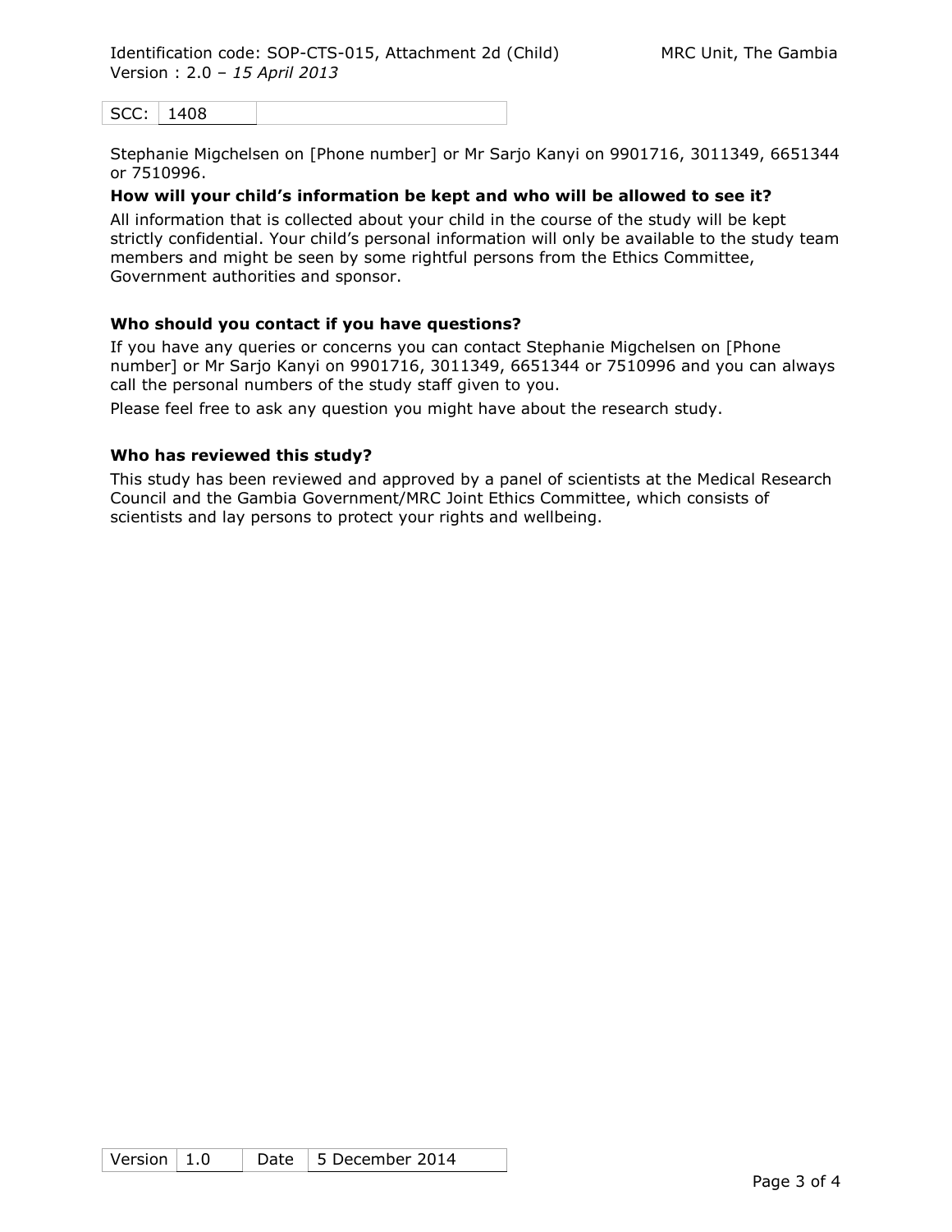Stephanie Migchelsen on [Phone number] or Mr Sarjo Kanyi on 9901716, 3011349, 6651344 or 7510996.

**How will your child's information be kept and who will be allowed to see it?**

All information that is collected about your child in the course of the study will be kept strictly confidential. Your child's personal information will only be available to the study team members and might be seen by some rightful persons from the Ethics Committee, Government authorities and sponsor.

**Who should you contact if you have questions?**

If you have any queries or concerns you can contact Stephanie Migchelsen on [Phone number] or Mr Sarjo Kanyi on 9901716, 3011349, 6651344 or 7510996 and you can always call the personal numbers of the study staff given to you.

Please feel free to ask any question you might have about the research study.

**Who has reviewed this study?**

This study has been reviewed and approved by a panel of scientists at the Medical Research Council and the Gambia Government/MRC Joint Ethics Committee, which consists of scientists and lay persons to protect your rights and wellbeing.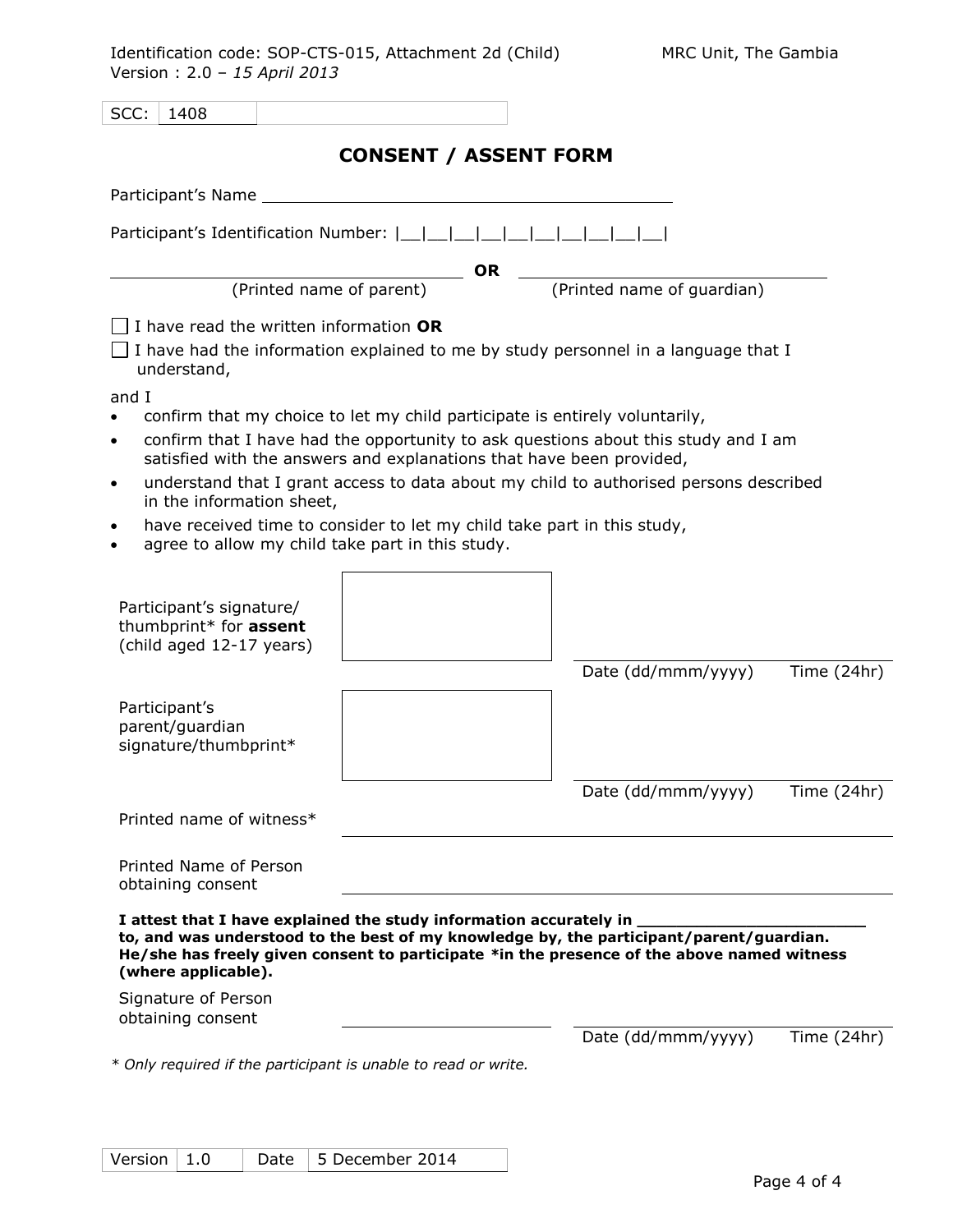Identification code: SOP-CTS-015, Attachment 2d (Child)
Version : 2.0 – *15 April 2013*

MRC Unit, The Gambia

| SCC: | 1408 | |
|---|---|---|

# CONSENT / ASSENT FORM

Participant's Name ________________________________________

Participant's Identification Number: |__|__|__|__|__|__|__|__|__|__|

________________________________ **OR** ________________________________
(Printed name of parent) (Printed name of guardian)

☐ I have read the written information **OR**

☐ I have had the information explained to me by study personnel in a language that I understand,

and I

- confirm that my choice to let my child participate is entirely voluntarily,
- confirm that I have had the opportunity to ask questions about this study and I am satisfied with the answers and explanations that have been provided,
- understand that I grant access to data about my child to authorised persons described in the information sheet,
- have received time to consider to let my child take part in this study,
- agree to allow my child take part in this study.

| | | | |
|---|---|---|---|
| Participant's signature/ thumbprint* for **assent** (child aged 12-17 years) | | Date (dd/mmm/yyyy) | Time (24hr) |
| Participant's parent/guardian signature/thumbprint* | | Date (dd/mmm/yyyy) | Time (24hr) |
| Printed name of witness* | | | |
| Printed Name of Person obtaining consent | | | |

**I attest that I have explained the study information accurately in ______________________ to, and was understood to the best of my knowledge by, the participant/parent/guardian. He/she has freely given consent to participate \*in the presence of the above named witness (where applicable).**

| | | | |
|---|---|---|---|
| Signature of Person obtaining consent | | Date (dd/mmm/yyyy) | Time (24hr) |

*\* Only required if the participant is unable to read or write.*

| Version | 1.0 | Date | 5 December 2014 |
|---|---|---|---|